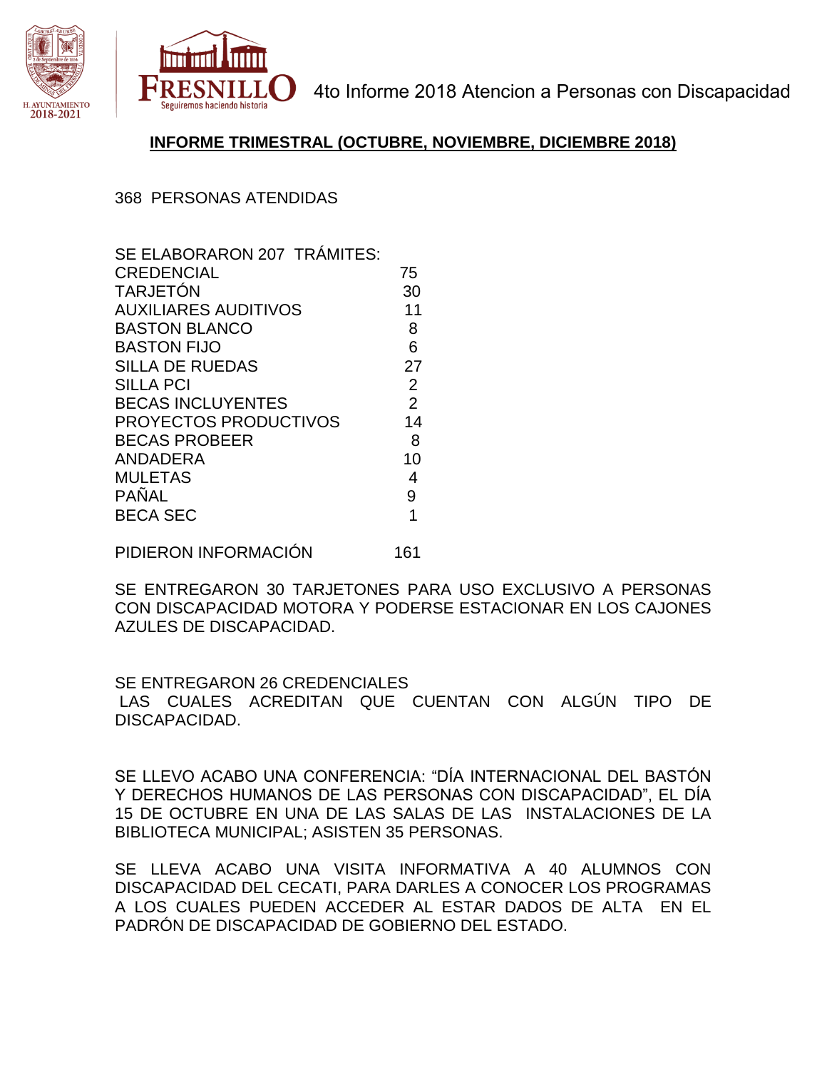4to Informe 2018 Atencion a Personas con Discapacidad

## INFORME TRIMESTRAL (OCTUBRE, NOVIEMBRE, DICIEMBRE 2018)

368 PERSONAS ATENDIDAS

SE ELABORARON 207 TRÁMITES:

| | |
|---|---|
| CREDENCIAL | 75 |
| TARJETÓN | 30 |
| AUXILIARES AUDITIVOS | 11 |
| BASTON BLANCO | 8 |
| BASTON FIJO | 6 |
| SILLA DE RUEDAS | 27 |
| SILLA PCI | 2 |
| BECAS INCLUYENTES | 2 |
| PROYECTOS PRODUCTIVOS | 14 |
| BECAS PROBEER | 8 |
| ANDADERA | 10 |
| MULETAS | 4 |
| PAÑAL | 9 |
| BECA SEC | 1 |

PIDIERON INFORMACIÓN 161

SE ENTREGARON 30 TARJETONES PARA USO EXCLUSIVO A PERSONAS CON DISCAPACIDAD MOTORA Y PODERSE ESTACIONAR EN LOS CAJONES AZULES DE DISCAPACIDAD.

SE ENTREGARON 26 CREDENCIALES LAS CUALES ACREDITAN QUE CUENTAN CON ALGÚN TIPO DE DISCAPACIDAD.

SE LLEVO ACABO UNA CONFERENCIA: "DÍA INTERNACIONAL DEL BASTÓN Y DERECHOS HUMANOS DE LAS PERSONAS CON DISCAPACIDAD", EL DÍA 15 DE OCTUBRE EN UNA DE LAS SALAS DE LAS INSTALACIONES DE LA BIBLIOTECA MUNICIPAL; ASISTEN 35 PERSONAS.

SE LLEVA ACABO UNA VISITA INFORMATIVA A 40 ALUMNOS CON DISCAPACIDAD DEL CECATI, PARA DARLES A CONOCER LOS PROGRAMAS A LOS CUALES PUEDEN ACCEDER AL ESTAR DADOS DE ALTA EN EL PADRÓN DE DISCAPACIDAD DE GOBIERNO DEL ESTADO.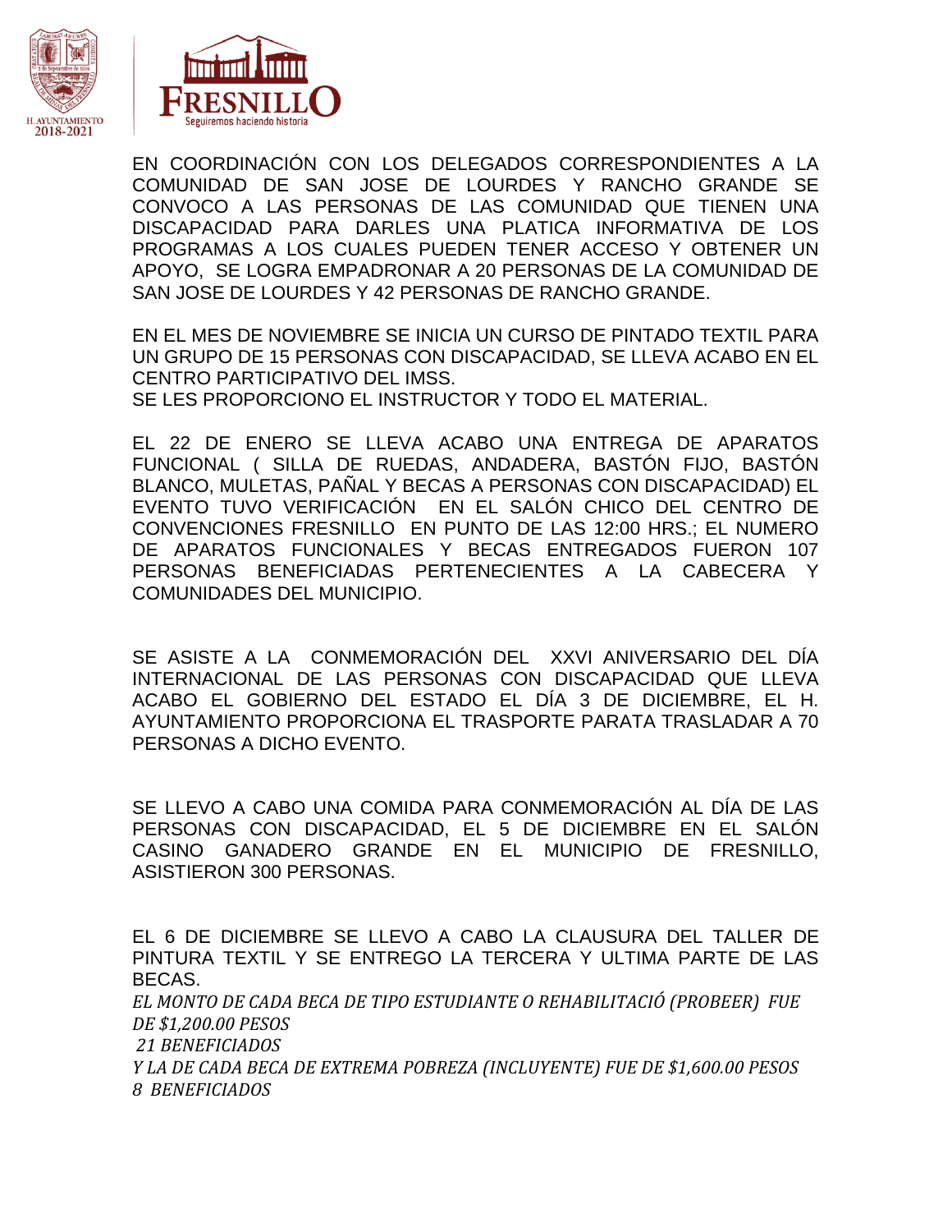EN COORDINACIÓN CON LOS DELEGADOS CORRESPONDIENTES A LA COMUNIDAD DE SAN JOSE DE LOURDES Y RANCHO GRANDE SE CONVOCO A LAS PERSONAS DE LAS COMUNIDAD QUE TIENEN UNA DISCAPACIDAD PARA DARLES UNA PLATICA INFORMATIVA DE LOS PROGRAMAS A LOS CUALES PUEDEN TENER ACCESO Y OBTENER UN APOYO, SE LOGRA EMPADRONAR A 20 PERSONAS DE LA COMUNIDAD DE SAN JOSE DE LOURDES Y 42 PERSONAS DE RANCHO GRANDE.

EN EL MES DE NOVIEMBRE SE INICIA UN CURSO DE PINTADO TEXTIL PARA UN GRUPO DE 15 PERSONAS CON DISCAPACIDAD, SE LLEVA ACABO EN EL CENTRO PARTICIPATIVO DEL IMSS.
SE LES PROPORCIONO EL INSTRUCTOR Y TODO EL MATERIAL.

EL 22 DE ENERO SE LLEVA ACABO UNA ENTREGA DE APARATOS FUNCIONAL ( SILLA DE RUEDAS, ANDADERA, BASTÓN FIJO, BASTÓN BLANCO, MULETAS, PAÑAL Y BECAS A PERSONAS CON DISCAPACIDAD) EL EVENTO TUVO VERIFICACIÓN EN EL SALÓN CHICO DEL CENTRO DE CONVENCIONES FRESNILLO EN PUNTO DE LAS 12:00 HRS.; EL NUMERO DE APARATOS FUNCIONALES Y BECAS ENTREGADOS FUERON 107 PERSONAS BENEFICIADAS PERTENECIENTES A LA CABECERA Y COMUNIDADES DEL MUNICIPIO.

SE ASISTE A LA CONMEMORACIÓN DEL XXVI ANIVERSARIO DEL DÍA INTERNACIONAL DE LAS PERSONAS CON DISCAPACIDAD QUE LLEVA ACABO EL GOBIERNO DEL ESTADO EL DÍA 3 DE DICIEMBRE, EL H. AYUNTAMIENTO PROPORCIONA EL TRASPORTE PARATA TRASLADAR A 70 PERSONAS A DICHO EVENTO.

SE LLEVO A CABO UNA COMIDA PARA CONMEMORACIÓN AL DÍA DE LAS PERSONAS CON DISCAPACIDAD, EL 5 DE DICIEMBRE EN EL SALÓN CASINO GANADERO GRANDE EN EL MUNICIPIO DE FRESNILLO, ASISTIERON 300 PERSONAS.

EL 6 DE DICIEMBRE SE LLEVO A CABO LA CLAUSURA DEL TALLER DE PINTURA TEXTIL Y SE ENTREGO LA TERCERA Y ULTIMA PARTE DE LAS BECAS.

*EL MONTO DE CADA BECA DE TIPO ESTUDIANTE O REHABILITACIÓ (PROBEER) FUE DE $1,200.00 PESOS*
*21 BENEFICIADOS*
*Y LA DE CADA BECA DE EXTREMA POBREZA (INCLUYENTE) FUE DE $1,600.00 PESOS*
*8 BENEFICIADOS*